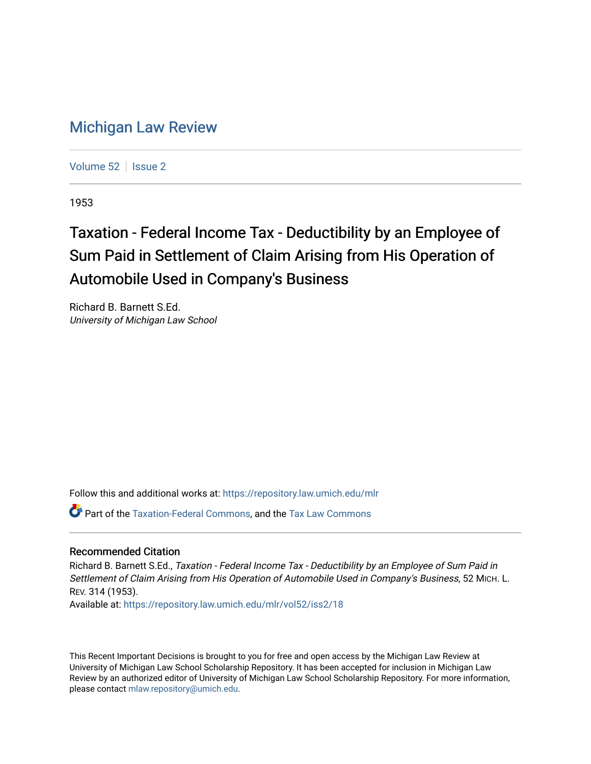# Michigan Law Review

Volume 52 | Issue 2

1953

## Taxation - Federal Income Tax - Deductibility by an Employee of Sum Paid in Settlement of Claim Arising from His Operation of Automobile Used in Company's Business

Richard B. Barnett S.Ed.
*University of Michigan Law School*

Follow this and additional works at: https://repository.law.umich.edu/mlr

Part of the Taxation-Federal Commons, and the Tax Law Commons

### Recommended Citation

Richard B. Barnett S.Ed., *Taxation - Federal Income Tax - Deductibility by an Employee of Sum Paid in Settlement of Claim Arising from His Operation of Automobile Used in Company's Business*, 52 MICH. L. REV. 314 (1953).
Available at: https://repository.law.umich.edu/mlr/vol52/iss2/18

This Recent Important Decisions is brought to you for free and open access by the Michigan Law Review at University of Michigan Law School Scholarship Repository. It has been accepted for inclusion in Michigan Law Review by an authorized editor of University of Michigan Law School Scholarship Repository. For more information, please contact mlaw.repository@umich.edu.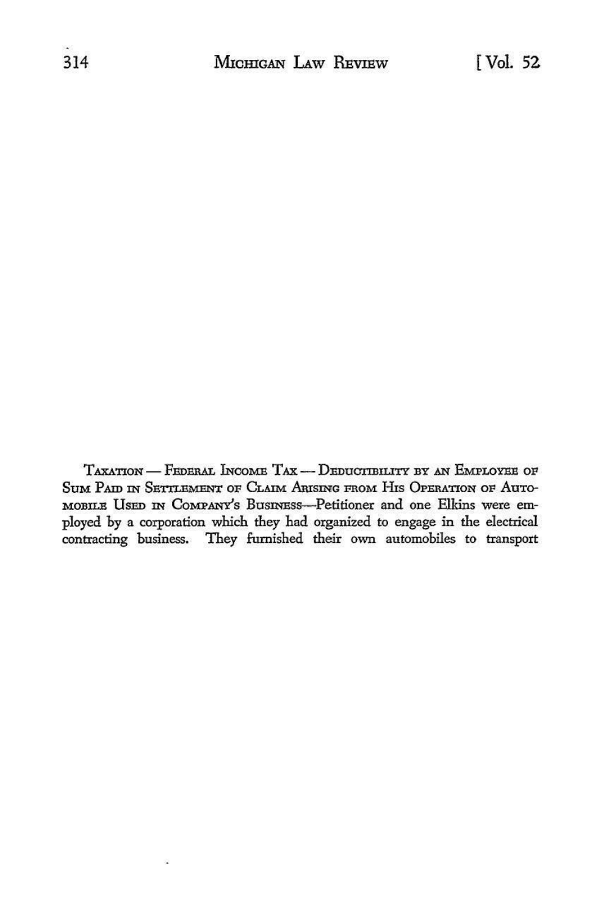TAXATION — FEDERAL INCOME TAX — DEDUCTIBILITY BY AN EMPLOYEE OF SUM PAID IN SETTLEMENT OF CLAIM ARISING FROM HIS OPERATION OF AUTOMOBILE USED IN COMPANY'S BUSINESS—Petitioner and one Elkins were employed by a corporation which they had organized to engage in the electrical contracting business. They furnished their own automobiles to transport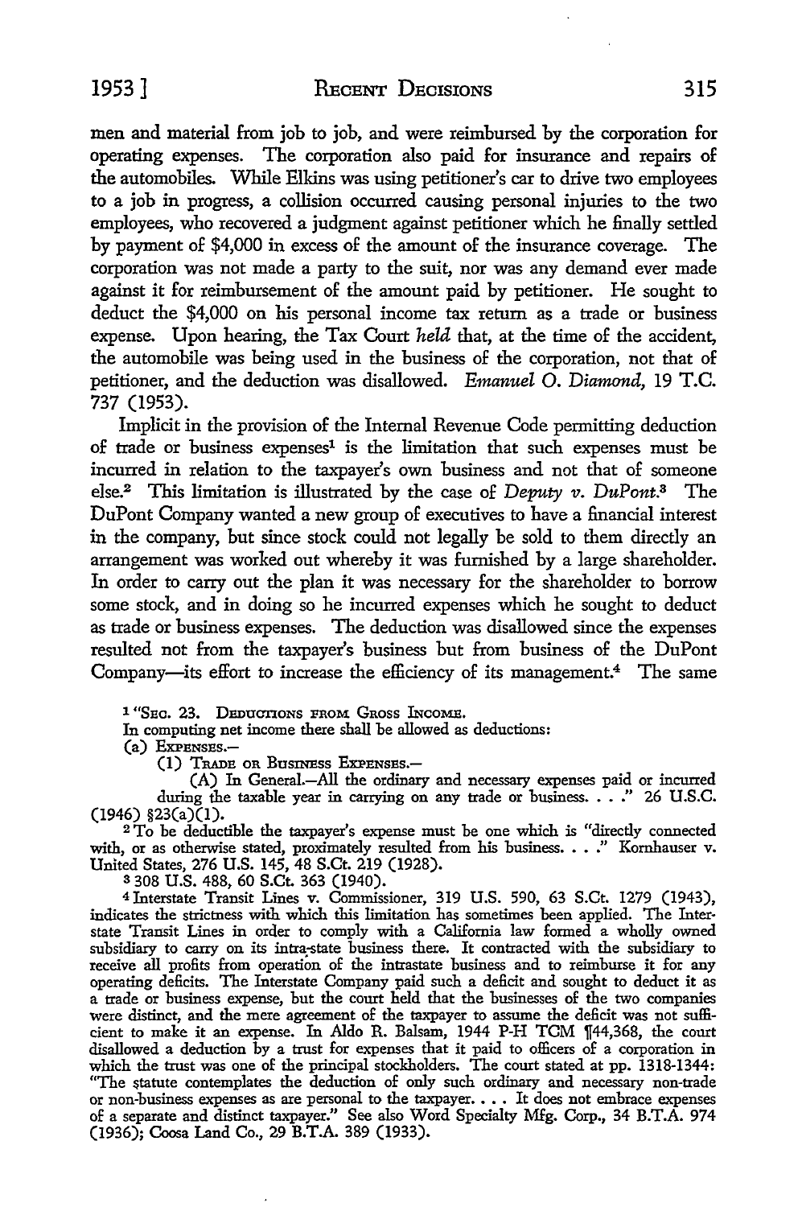men and material from job to job, and were reimbursed by the corporation for operating expenses. The corporation also paid for insurance and repairs of the automobiles. While Elkins was using petitioner's car to drive two employees to a job in progress, a collision occurred causing personal injuries to the two employees, who recovered a judgment against petitioner which he finally settled by payment of $4,000 in excess of the amount of the insurance coverage. The corporation was not made a party to the suit, nor was any demand ever made against it for reimbursement of the amount paid by petitioner. He sought to deduct the $4,000 on his personal income tax return as a trade or business expense. Upon hearing, the Tax Court *held* that, at the time of the accident, the automobile was being used in the business of the corporation, not that of petitioner, and the deduction was disallowed. *Emanuel O. Diamond,* 19 T.C. 737 (1953).

Implicit in the provision of the Internal Revenue Code permitting deduction of trade or business expenses[1] is the limitation that such expenses must be incurred in relation to the taxpayer's own business and not that of someone else.[2] This limitation is illustrated by the case of *Deputy v. DuPont.*[3] The DuPont Company wanted a new group of executives to have a financial interest in the company, but since stock could not legally be sold to them directly an arrangement was worked out whereby it was furnished by a large shareholder. In order to carry out the plan it was necessary for the shareholder to borrow some stock, and in doing so he incurred expenses which he sought to deduct as trade or business expenses. The deduction was disallowed since the expenses resulted not from the taxpayer's business but from business of the DuPont Company—its effort to increase the efficiency of its management.[4] The same

[1] "SEC. 23. DEDUCTIONS FROM GROSS INCOME.

In computing net income there shall be allowed as deductions:

(a) EXPENSES.—

(1) TRADE OR BUSINESS EXPENSES.—

(A) In General.—All the ordinary and necessary expenses paid or incurred during the taxable year in carrying on any trade or business. . . ." 26 U.S.C. (1946) §23(a)(1).

[2] To be deductible the taxpayer's expense must be one which is "directly connected with, or as otherwise stated, proximately resulted from his business. . . ." Kornhauser v. United States, 276 U.S. 145, 48 S.Ct. 219 (1928).

[3] 308 U.S. 488, 60 S.Ct. 363 (1940).

[4] Interstate Transit Lines v. Commissioner, 319 U.S. 590, 63 S.Ct. 1279 (1943), indicates the strictness with which this limitation has sometimes been applied. The Interstate Transit Lines in order to comply with a California law formed a wholly owned subsidiary to carry on its intra-state business there. It contracted with the subsidiary to receive all profits from operation of the intrastate business and to reimburse it for any operating deficits. The Interstate Company paid such a deficit and sought to deduct it as a trade or business expense, but the court held that the businesses of the two companies were distinct, and the mere agreement of the taxpayer to assume the deficit was not sufficient to make it an expense. In Aldo R. Balsam, 1944 P-H TCM ¶44,368, the court disallowed a deduction by a trust for expenses that it paid to officers of a corporation in which the trust was one of the principal stockholders. The court stated at pp. 1318-1344: "The statute contemplates the deduction of only such ordinary and necessary non-trade or non-business expenses as are personal to the taxpayer. . . . It does not embrace expenses of a separate and distinct taxpayer." See also Word Specialty Mfg. Corp., 34 B.T.A. 974 (1936); Coosa Land Co., 29 B.T.A. 389 (1933).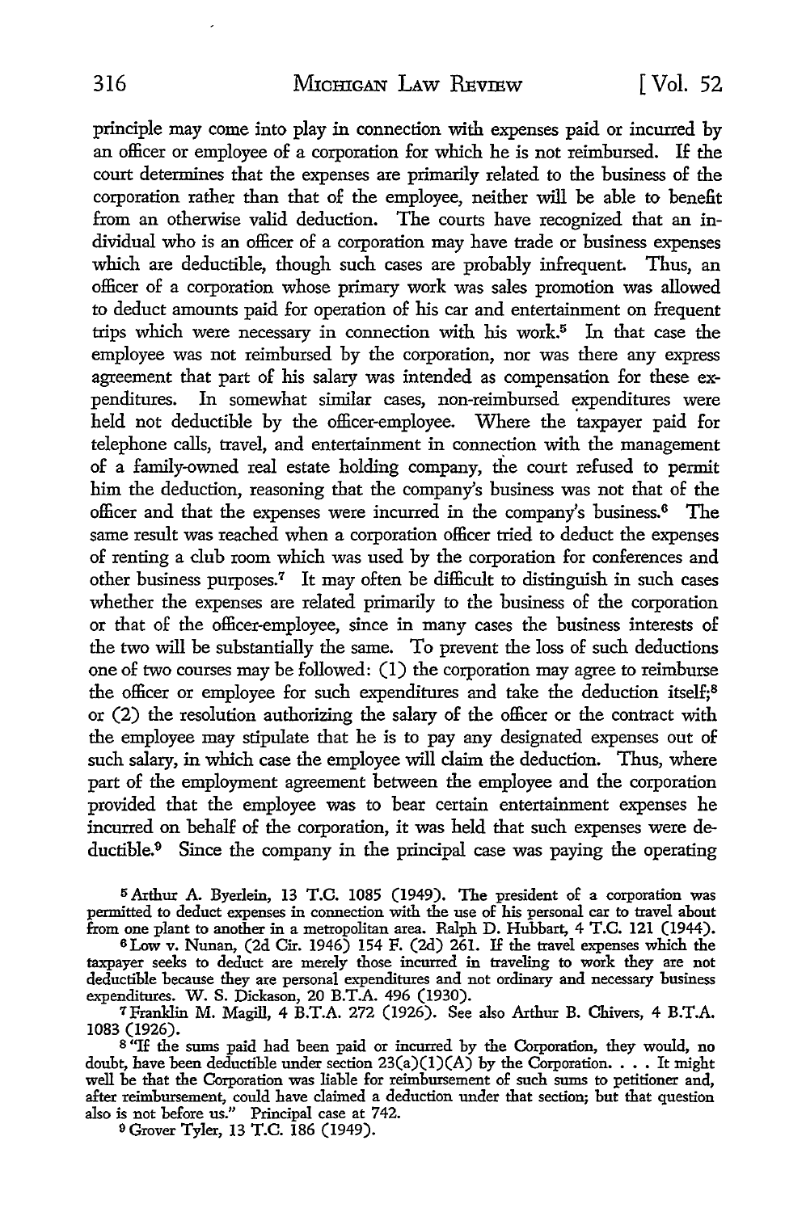principle may come into play in connection with expenses paid or incurred by an officer or employee of a corporation for which he is not reimbursed. If the court determines that the expenses are primarily related to the business of the corporation rather than that of the employee, neither will be able to benefit from an otherwise valid deduction. The courts have recognized that an individual who is an officer of a corporation may have trade or business expenses which are deductible, though such cases are probably infrequent. Thus, an officer of a corporation whose primary work was sales promotion was allowed to deduct amounts paid for operation of his car and entertainment on frequent trips which were necessary in connection with his work.[5] In that case the employee was not reimbursed by the corporation, nor was there any express agreement that part of his salary was intended as compensation for these expenditures. In somewhat similar cases, non-reimbursed expenditures were held not deductible by the officer-employee. Where the taxpayer paid for telephone calls, travel, and entertainment in connection with the management of a family-owned real estate holding company, the court refused to permit him the deduction, reasoning that the company's business was not that of the officer and that the expenses were incurred in the company's business.[6] The same result was reached when a corporation officer tried to deduct the expenses of renting a club room which was used by the corporation for conferences and other business purposes.[7] It may often be difficult to distinguish in such cases whether the expenses are related primarily to the business of the corporation or that of the officer-employee, since in many cases the business interests of the two will be substantially the same. To prevent the loss of such deductions one of two courses may be followed: (1) the corporation may agree to reimburse the officer or employee for such expenditures and take the deduction itself;[8] or (2) the resolution authorizing the salary of the officer or the contract with the employee may stipulate that he is to pay any designated expenses out of such salary, in which case the employee will claim the deduction. Thus, where part of the employment agreement between the employee and the corporation provided that the employee was to bear certain entertainment expenses he incurred on behalf of the corporation, it was held that such expenses were deductible.[9] Since the company in the principal case was paying the operating

[5] Arthur A. Byerlein, 13 T.C. 1085 (1949). The president of a corporation was permitted to deduct expenses in connection with the use of his personal car to travel about from one plant to another in a metropolitan area. Ralph D. Hubbart, 4 T.C. 121 (1944).

[6] Low v. Nunan, (2d Cir. 1946) 154 F. (2d) 261. If the travel expenses which the taxpayer seeks to deduct are merely those incurred in traveling to work they are not deductible because they are personal expenditures and not ordinary and necessary business expenditures. W. S. Dickason, 20 B.T.A. 496 (1930).

[7] Franklin M. Magill, 4 B.T.A. 272 (1926). See also Arthur B. Chivers, 4 B.T.A. 1083 (1926).

[8] "If the sums paid had been paid or incurred by the Corporation, they would, no doubt, have been deductible under section 23(a)(1)(A) by the Corporation. . . . It might well be that the Corporation was liable for reimbursement of such sums to petitioner and, after reimbursement, could have claimed a deduction under that section; but that question also is not before us." Principal case at 742.

[9] Grover Tyler, 13 T.C. 186 (1949).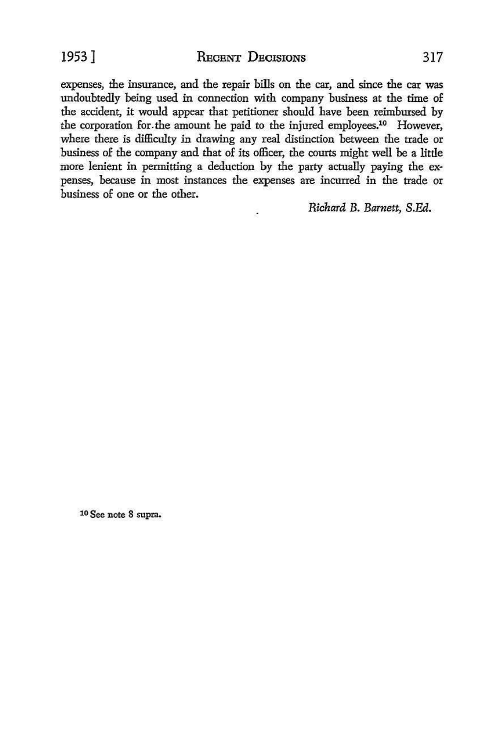expenses, the insurance, and the repair bills on the car, and since the car was undoubtedly being used in connection with company business at the time of the accident, it would appear that petitioner should have been reimbursed by the corporation for the amount he paid to the injured employees.[10] However, where there is difficulty in drawing any real distinction between the trade or business of the company and that of its officer, the courts might well be a little more lenient in permitting a deduction by the party actually paying the expenses, because in most instances the expenses are incurred in the trade or business of one or the other.

*Richard B. Barnett, S.Ed.*

[10] See note 8 supra.